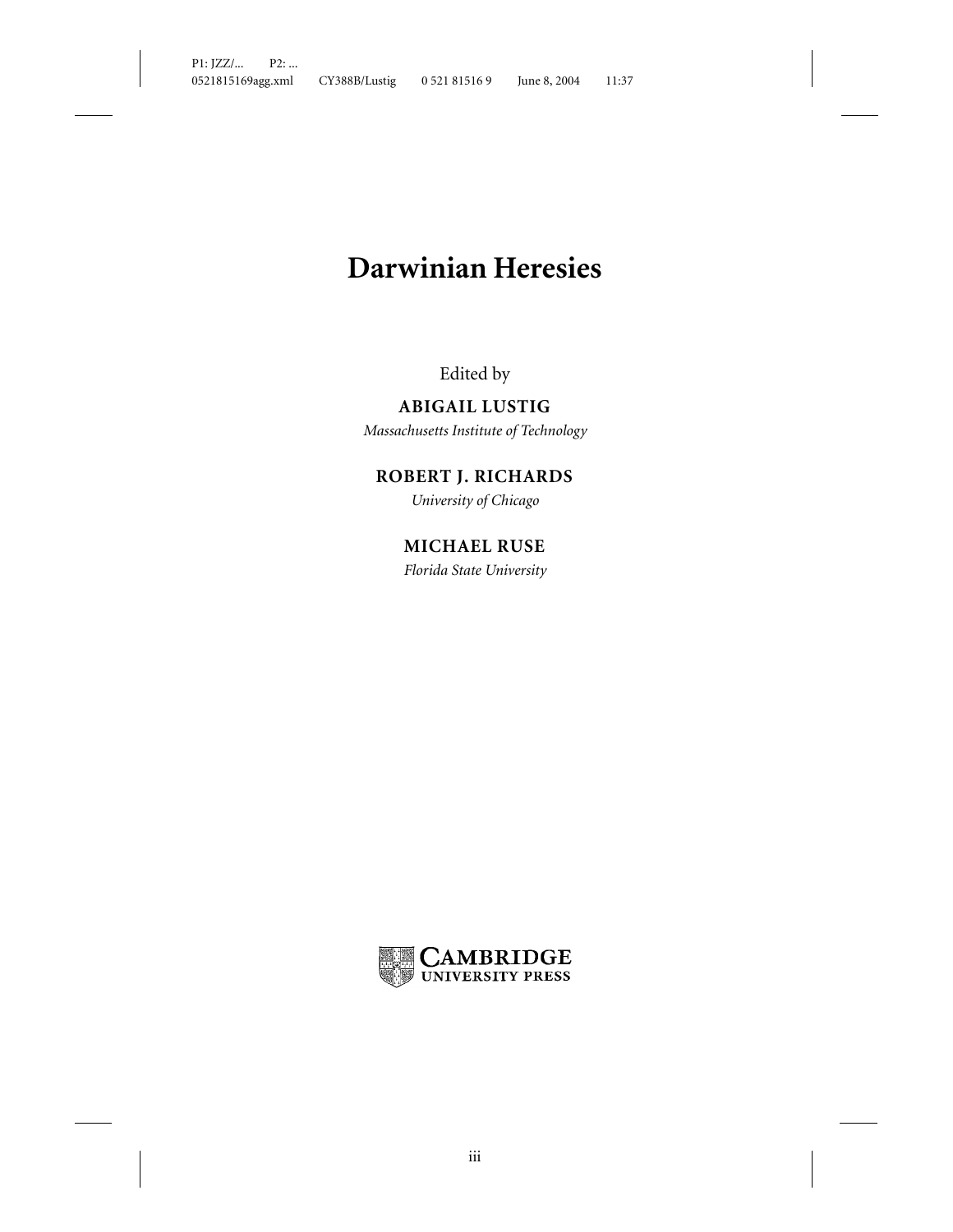# Darwinian Heresies

Edited by

**ABIGAIL LUSTIG**

*Massachusetts Institute of Technology*

**ROBERT J. RICHARDS**

*University of Chicago*

**MICHAEL RUSE**

*Florida State University*

CAMBRIDGE UNIVERSITY PRESS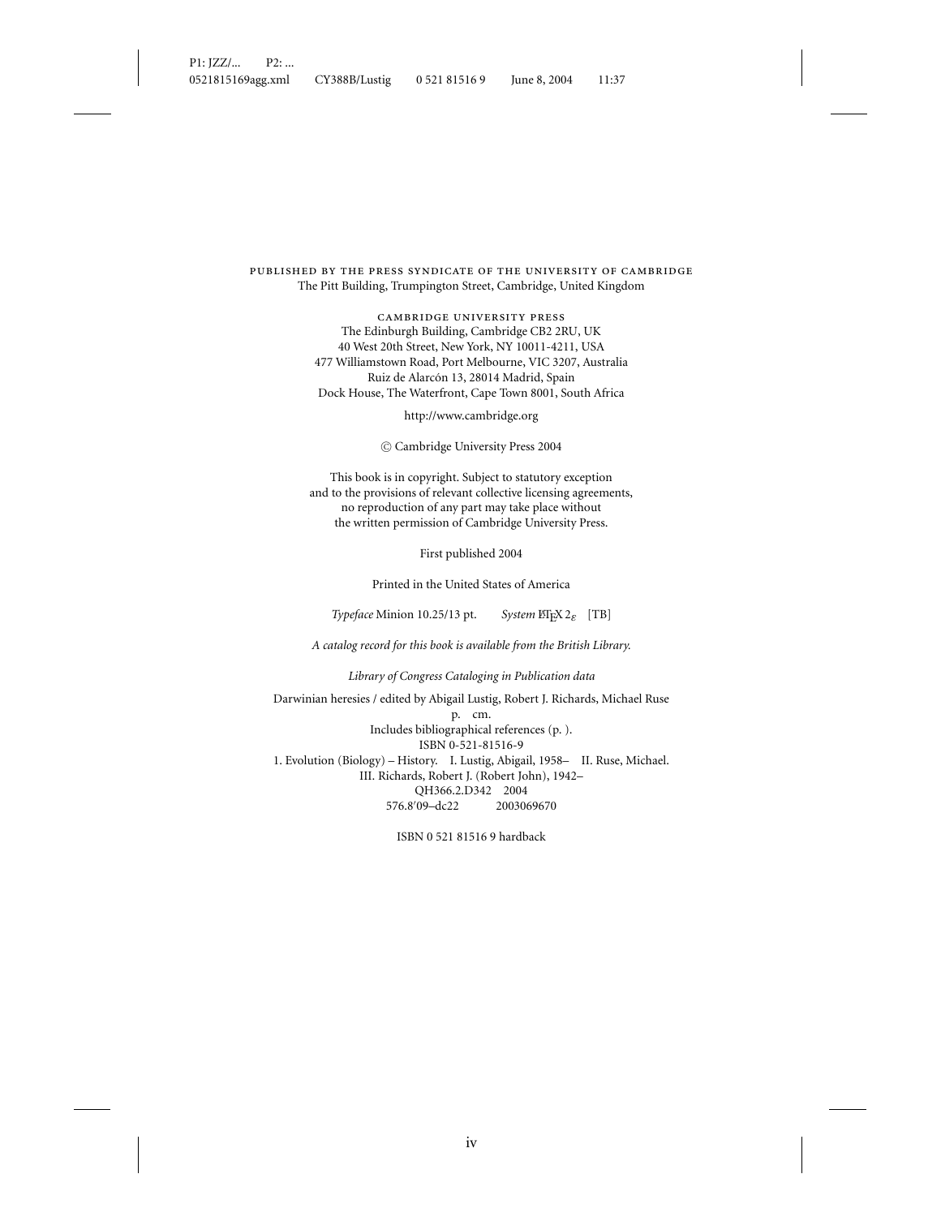PUBLISHED BY THE PRESS SYNDICATE OF THE UNIVERSITY OF CAMBRIDGE
The Pitt Building, Trumpington Street, Cambridge, United Kingdom

CAMBRIDGE UNIVERSITY PRESS
The Edinburgh Building, Cambridge CB2 2RU, UK
40 West 20th Street, New York, NY 10011-4211, USA
477 Williamstown Road, Port Melbourne, VIC 3207, Australia
Ruiz de Alarcón 13, 28014 Madrid, Spain
Dock House, The Waterfront, Cape Town 8001, South Africa

http://www.cambridge.org

© Cambridge University Press 2004

This book is in copyright. Subject to statutory exception
and to the provisions of relevant collective licensing agreements,
no reproduction of any part may take place without
the written permission of Cambridge University Press.

First published 2004

Printed in the United States of America

*Typeface* Minion 10.25/13 pt. *System* LaTeX $2_\varepsilon$ [TB]

*A catalog record for this book is available from the British Library.*

*Library of Congress Cataloging in Publication data*

Darwinian heresies / edited by Abigail Lustig, Robert J. Richards, Michael Ruse
p. cm.
Includes bibliographical references (p. ).
ISBN 0-521-81516-9
1. Evolution (Biology) – History. I. Lustig, Abigail, 1958– II. Ruse, Michael.
III. Richards, Robert J. (Robert John), 1942–
QH366.2.D342 2004
576.8′09–dc22 2003069670

ISBN 0 521 81516 9 hardback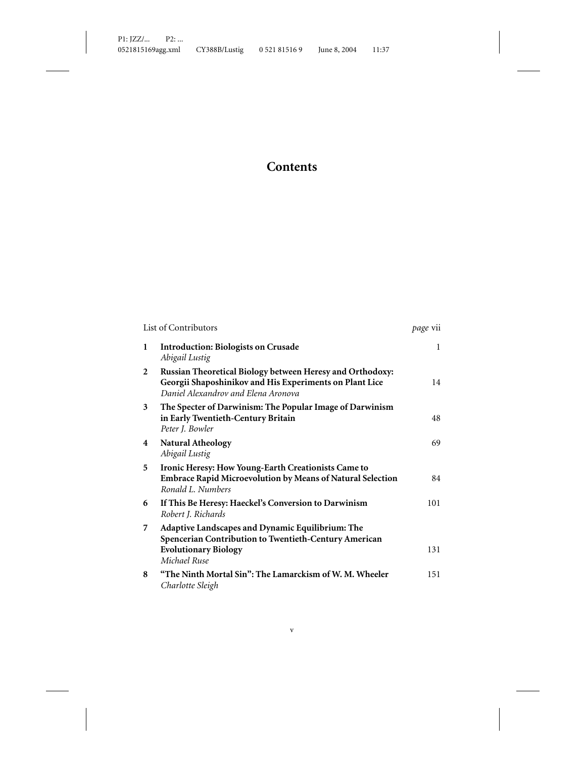# Contents

| | | |
|---|---|---|
| | List of Contributors | *page* vii |
| 1 | **Introduction: Biologists on Crusade**<br>*Abigail Lustig* | 1 |
| 2 | **Russian Theoretical Biology between Heresy and Orthodoxy: Georgii Shaposhnikov and His Experiments on Plant Lice**<br>*Daniel Alexandrov and Elena Aronova* | 14 |
| 3 | **The Specter of Darwinism: The Popular Image of Darwinism in Early Twentieth-Century Britain**<br>*Peter J. Bowler* | 48 |
| 4 | **Natural Atheology**<br>*Abigail Lustig* | 69 |
| 5 | **Ironic Heresy: How Young-Earth Creationists Came to Embrace Rapid Microevolution by Means of Natural Selection**<br>*Ronald L. Numbers* | 84 |
| 6 | **If This Be Heresy: Haeckel's Conversion to Darwinism**<br>*Robert J. Richards* | 101 |
| 7 | **Adaptive Landscapes and Dynamic Equilibrium: The Spencerian Contribution to Twentieth-Century American Evolutionary Biology**<br>*Michael Ruse* | 131 |
| 8 | **"The Ninth Mortal Sin": The Lamarckism of W. M. Wheeler**<br>*Charlotte Sleigh* | 151 |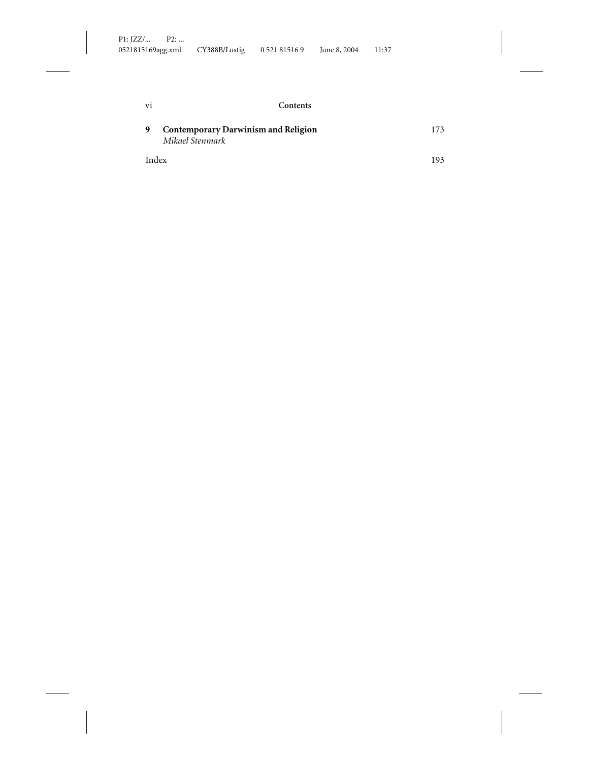| | | |
|---|---|---|
| **9** | **Contemporary Darwinism and Religion**<br>*Mikael Stenmark* | 173 |
| Index | | 193 |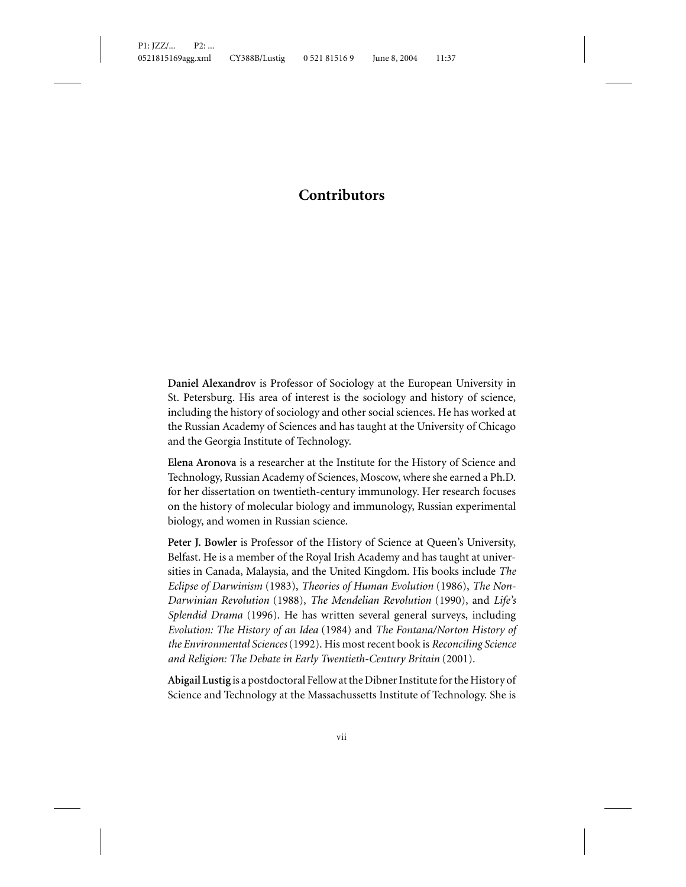# Contributors

**Daniel Alexandrov** is Professor of Sociology at the European University in St. Petersburg. His area of interest is the sociology and history of science, including the history of sociology and other social sciences. He has worked at the Russian Academy of Sciences and has taught at the University of Chicago and the Georgia Institute of Technology.

**Elena Aronova** is a researcher at the Institute for the History of Science and Technology, Russian Academy of Sciences, Moscow, where she earned a Ph.D. for her dissertation on twentieth-century immunology. Her research focuses on the history of molecular biology and immunology, Russian experimental biology, and women in Russian science.

**Peter J. Bowler** is Professor of the History of Science at Queen's University, Belfast. He is a member of the Royal Irish Academy and has taught at universities in Canada, Malaysia, and the United Kingdom. His books include *The Eclipse of Darwinism* (1983), *Theories of Human Evolution* (1986), *The Non-Darwinian Revolution* (1988), *The Mendelian Revolution* (1990), and *Life's Splendid Drama* (1996). He has written several general surveys, including *Evolution: The History of an Idea* (1984) and *The Fontana/Norton History of the Environmental Sciences* (1992). His most recent book is *Reconciling Science and Religion: The Debate in Early Twentieth-Century Britain* (2001).

**Abigail Lustig** is a postdoctoral Fellow at the Dibner Institute for the History of Science and Technology at the Massachussetts Institute of Technology. She is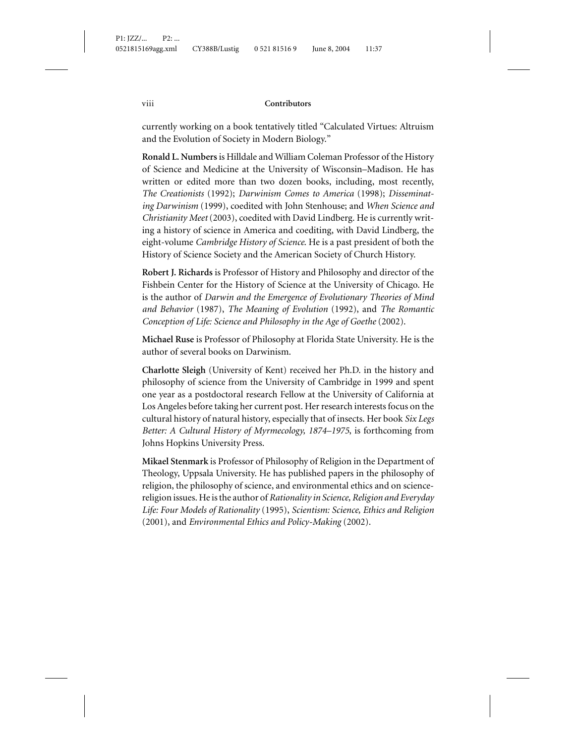currently working on a book tentatively titled "Calculated Virtues: Altruism and the Evolution of Society in Modern Biology."

**Ronald L. Numbers** is Hilldale and William Coleman Professor of the History of Science and Medicine at the University of Wisconsin–Madison. He has written or edited more than two dozen books, including, most recently, *The Creationists* (1992); *Darwinism Comes to America* (1998); *Disseminating Darwinism* (1999), coedited with John Stenhouse; and *When Science and Christianity Meet* (2003), coedited with David Lindberg. He is currently writing a history of science in America and coediting, with David Lindberg, the eight-volume *Cambridge History of Science*. He is a past president of both the History of Science Society and the American Society of Church History.

**Robert J. Richards** is Professor of History and Philosophy and director of the Fishbein Center for the History of Science at the University of Chicago. He is the author of *Darwin and the Emergence of Evolutionary Theories of Mind and Behavior* (1987), *The Meaning of Evolution* (1992), and *The Romantic Conception of Life: Science and Philosophy in the Age of Goethe* (2002).

**Michael Ruse** is Professor of Philosophy at Florida State University. He is the author of several books on Darwinism.

**Charlotte Sleigh** (University of Kent) received her Ph.D. in the history and philosophy of science from the University of Cambridge in 1999 and spent one year as a postdoctoral research Fellow at the University of California at Los Angeles before taking her current post. Her research interests focus on the cultural history of natural history, especially that of insects. Her book *Six Legs Better: A Cultural History of Myrmecology, 1874–1975*, is forthcoming from Johns Hopkins University Press.

**Mikael Stenmark** is Professor of Philosophy of Religion in the Department of Theology, Uppsala University. He has published papers in the philosophy of religion, the philosophy of science, and environmental ethics and on science-religion issues. He is the author of *Rationality in Science, Religion and Everyday Life: Four Models of Rationality* (1995), *Scientism: Science, Ethics and Religion* (2001), and *Environmental Ethics and Policy-Making* (2002).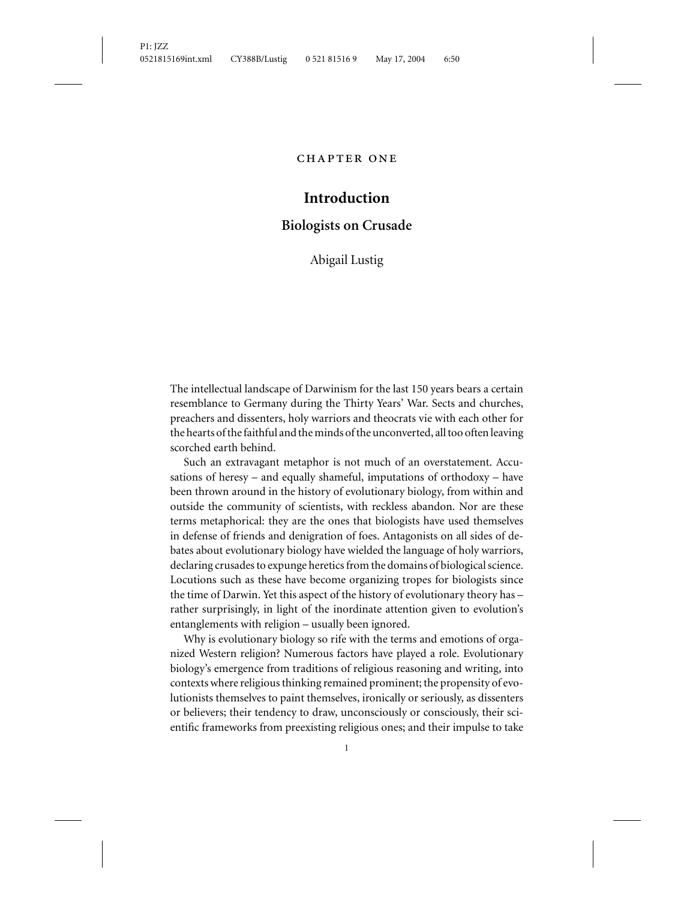CHAPTER ONE

# Introduction

## Biologists on Crusade

Abigail Lustig

The intellectual landscape of Darwinism for the last 150 years bears a certain resemblance to Germany during the Thirty Years' War. Sects and churches, preachers and dissenters, holy warriors and theocrats vie with each other for the hearts of the faithful and the minds of the unconverted, all too often leaving scorched earth behind.

Such an extravagant metaphor is not much of an overstatement. Accusations of heresy – and equally shameful, imputations of orthodoxy – have been thrown around in the history of evolutionary biology, from within and outside the community of scientists, with reckless abandon. Nor are these terms metaphorical: they are the ones that biologists have used themselves in defense of friends and denigration of foes. Antagonists on all sides of debates about evolutionary biology have wielded the language of holy warriors, declaring crusades to expunge heretics from the domains of biological science. Locutions such as these have become organizing tropes for biologists since the time of Darwin. Yet this aspect of the history of evolutionary theory has – rather surprisingly, in light of the inordinate attention given to evolution's entanglements with religion – usually been ignored.

Why is evolutionary biology so rife with the terms and emotions of organized Western religion? Numerous factors have played a role. Evolutionary biology's emergence from traditions of religious reasoning and writing, into contexts where religious thinking remained prominent; the propensity of evolutionists themselves to paint themselves, ironically or seriously, as dissenters or believers; their tendency to draw, unconsciously or consciously, their scientific frameworks from preexisting religious ones; and their impulse to take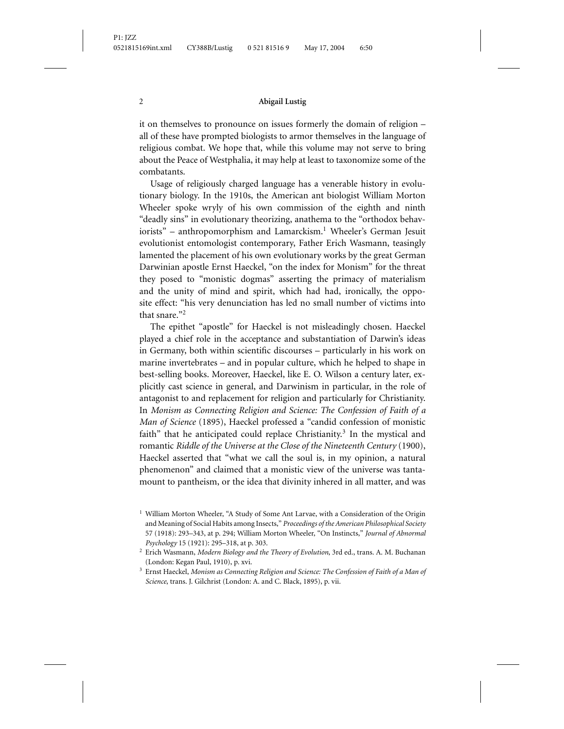it on themselves to pronounce on issues formerly the domain of religion – all of these have prompted biologists to armor themselves in the language of religious combat. We hope that, while this volume may not serve to bring about the Peace of Westphalia, it may help at least to taxonomize some of the combatants.

Usage of religiously charged language has a venerable history in evolutionary biology. In the 1910s, the American ant biologist William Morton Wheeler spoke wryly of his own commission of the eighth and ninth "deadly sins" in evolutionary theorizing, anathema to the "orthodox behaviorists" – anthropomorphism and Lamarckism.[1] Wheeler's German Jesuit evolutionist entomologist contemporary, Father Erich Wasmann, teasingly lamented the placement of his own evolutionary works by the great German Darwinian apostle Ernst Haeckel, "on the index for Monism" for the threat they posed to "monistic dogmas" asserting the primacy of materialism and the unity of mind and spirit, which had had, ironically, the opposite effect: "his very denunciation has led no small number of victims into that snare."[2]

The epithet "apostle" for Haeckel is not misleadingly chosen. Haeckel played a chief role in the acceptance and substantiation of Darwin's ideas in Germany, both within scientific discourses – particularly in his work on marine invertebrates – and in popular culture, which he helped to shape in best-selling books. Moreover, Haeckel, like E. O. Wilson a century later, explicitly cast science in general, and Darwinism in particular, in the role of antagonist to and replacement for religion and particularly for Christianity. In *Monism as Connecting Religion and Science: The Confession of Faith of a Man of Science* (1895), Haeckel professed a "candid confession of monistic faith" that he anticipated could replace Christianity.[3] In the mystical and romantic *Riddle of the Universe at the Close of the Nineteenth Century* (1900), Haeckel asserted that "what we call the soul is, in my opinion, a natural phenomenon" and claimed that a monistic view of the universe was tantamount to pantheism, or the idea that divinity inhered in all matter, and was

[1] William Morton Wheeler, "A Study of Some Ant Larvae, with a Consideration of the Origin and Meaning of Social Habits among Insects," *Proceedings of the American Philosophical Society* 57 (1918): 293–343, at p. 294; William Morton Wheeler, "On Instincts," *Journal of Abnormal Psychology* 15 (1921): 295–318, at p. 303.

[2] Erich Wasmann, *Modern Biology and the Theory of Evolution*, 3rd ed., trans. A. M. Buchanan (London: Kegan Paul, 1910), p. xvi.

[3] Ernst Haeckel, *Monism as Connecting Religion and Science: The Confession of Faith of a Man of Science*, trans. J. Gilchrist (London: A. and C. Black, 1895), p. vii.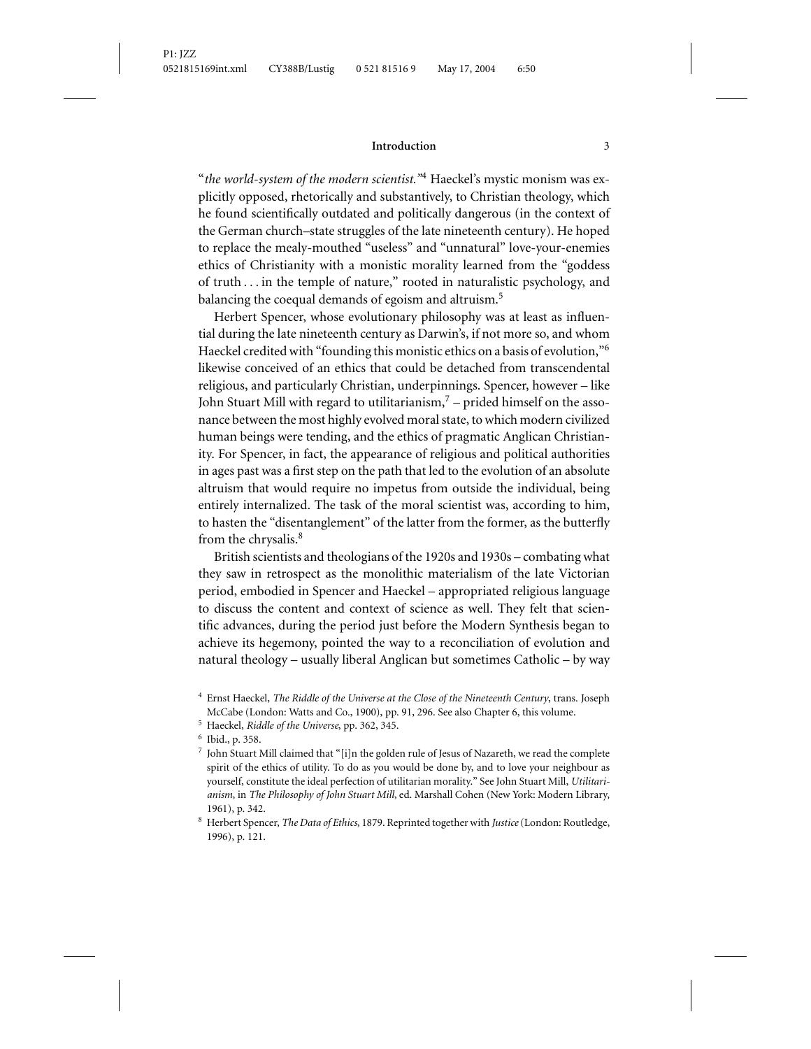"*the world-system of the modern scientist.*"[4] Haeckel's mystic monism was explicitly opposed, rhetorically and substantively, to Christian theology, which he found scientifically outdated and politically dangerous (in the context of the German church–state struggles of the late nineteenth century). He hoped to replace the mealy-mouthed "useless" and "unnatural" love-your-enemies ethics of Christianity with a monistic morality learned from the "goddess of truth . . . in the temple of nature," rooted in naturalistic psychology, and balancing the coequal demands of egoism and altruism.[5]

Herbert Spencer, whose evolutionary philosophy was at least as influential during the late nineteenth century as Darwin's, if not more so, and whom Haeckel credited with "founding this monistic ethics on a basis of evolution,"[6] likewise conceived of an ethics that could be detached from transcendental religious, and particularly Christian, underpinnings. Spencer, however – like John Stuart Mill with regard to utilitarianism,[7] – prided himself on the assonance between the most highly evolved moral state, to which modern civilized human beings were tending, and the ethics of pragmatic Anglican Christianity. For Spencer, in fact, the appearance of religious and political authorities in ages past was a first step on the path that led to the evolution of an absolute altruism that would require no impetus from outside the individual, being entirely internalized. The task of the moral scientist was, according to him, to hasten the "disentanglement" of the latter from the former, as the butterfly from the chrysalis.[8]

British scientists and theologians of the 1920s and 1930s – combating what they saw in retrospect as the monolithic materialism of the late Victorian period, embodied in Spencer and Haeckel – appropriated religious language to discuss the content and context of science as well. They felt that scientific advances, during the period just before the Modern Synthesis began to achieve its hegemony, pointed the way to a reconciliation of evolution and natural theology – usually liberal Anglican but sometimes Catholic – by way

[4] Ernst Haeckel, *The Riddle of the Universe at the Close of the Nineteenth Century*, trans. Joseph McCabe (London: Watts and Co., 1900), pp. 91, 296. See also Chapter 6, this volume.

[5] Haeckel, *Riddle of the Universe*, pp. 362, 345.

[6] Ibid., p. 358.

[7] John Stuart Mill claimed that "[i]n the golden rule of Jesus of Nazareth, we read the complete spirit of the ethics of utility. To do as you would be done by, and to love your neighbour as yourself, constitute the ideal perfection of utilitarian morality." See John Stuart Mill, *Utilitarianism*, in *The Philosophy of John Stuart Mill*, ed. Marshall Cohen (New York: Modern Library, 1961), p. 342.

[8] Herbert Spencer, *The Data of Ethics*, 1879. Reprinted together with *Justice* (London: Routledge, 1996), p. 121.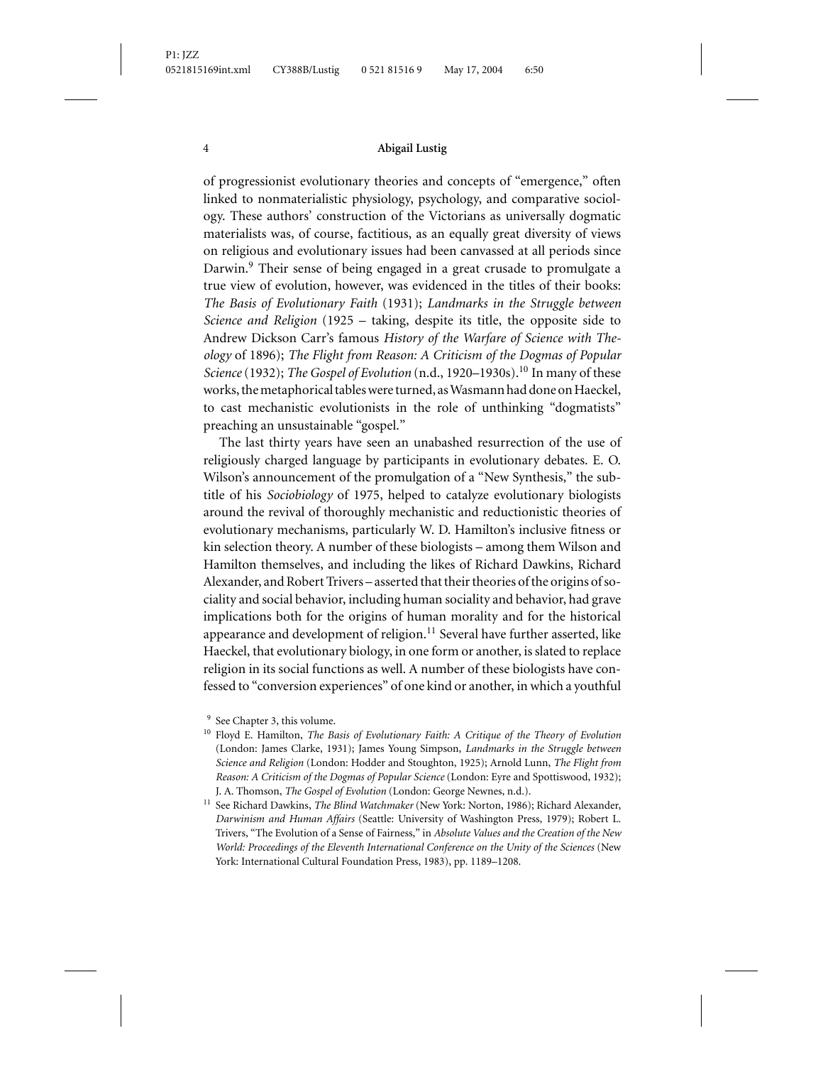of progressionist evolutionary theories and concepts of "emergence," often linked to nonmaterialistic physiology, psychology, and comparative sociology. These authors' construction of the Victorians as universally dogmatic materialists was, of course, factitious, as an equally great diversity of views on religious and evolutionary issues had been canvassed at all periods since Darwin.[9] Their sense of being engaged in a great crusade to promulgate a true view of evolution, however, was evidenced in the titles of their books: *The Basis of Evolutionary Faith* (1931); *Landmarks in the Struggle between Science and Religion* (1925 – taking, despite its title, the opposite side to Andrew Dickson Carr's famous *History of the Warfare of Science with Theology* of 1896); *The Flight from Reason: A Criticism of the Dogmas of Popular Science* (1932); *The Gospel of Evolution* (n.d., 1920–1930s).[10] In many of these works, the metaphorical tables were turned, as Wasmann had done on Haeckel, to cast mechanistic evolutionists in the role of unthinking "dogmatists" preaching an unsustainable "gospel."

The last thirty years have seen an unabashed resurrection of the use of religiously charged language by participants in evolutionary debates. E. O. Wilson's announcement of the promulgation of a "New Synthesis," the subtitle of his *Sociobiology* of 1975, helped to catalyze evolutionary biologists around the revival of thoroughly mechanistic and reductionistic theories of evolutionary mechanisms, particularly W. D. Hamilton's inclusive fitness or kin selection theory. A number of these biologists – among them Wilson and Hamilton themselves, and including the likes of Richard Dawkins, Richard Alexander, and Robert Trivers – asserted that their theories of the origins of sociality and social behavior, including human sociality and behavior, had grave implications both for the origins of human morality and for the historical appearance and development of religion.[11] Several have further asserted, like Haeckel, that evolutionary biology, in one form or another, is slated to replace religion in its social functions as well. A number of these biologists have confessed to "conversion experiences" of one kind or another, in which a youthful

---

[9] See Chapter 3, this volume.

[10] Floyd E. Hamilton, *The Basis of Evolutionary Faith: A Critique of the Theory of Evolution* (London: James Clarke, 1931); James Young Simpson, *Landmarks in the Struggle between Science and Religion* (London: Hodder and Stoughton, 1925); Arnold Lunn, *The Flight from Reason: A Criticism of the Dogmas of Popular Science* (London: Eyre and Spottiswood, 1932); J. A. Thomson, *The Gospel of Evolution* (London: George Newnes, n.d.).

[11] See Richard Dawkins, *The Blind Watchmaker* (New York: Norton, 1986); Richard Alexander, *Darwinism and Human Affairs* (Seattle: University of Washington Press, 1979); Robert L. Trivers, "The Evolution of a Sense of Fairness," in *Absolute Values and the Creation of the New World: Proceedings of the Eleventh International Conference on the Unity of the Sciences* (New York: International Cultural Foundation Press, 1983), pp. 1189–1208.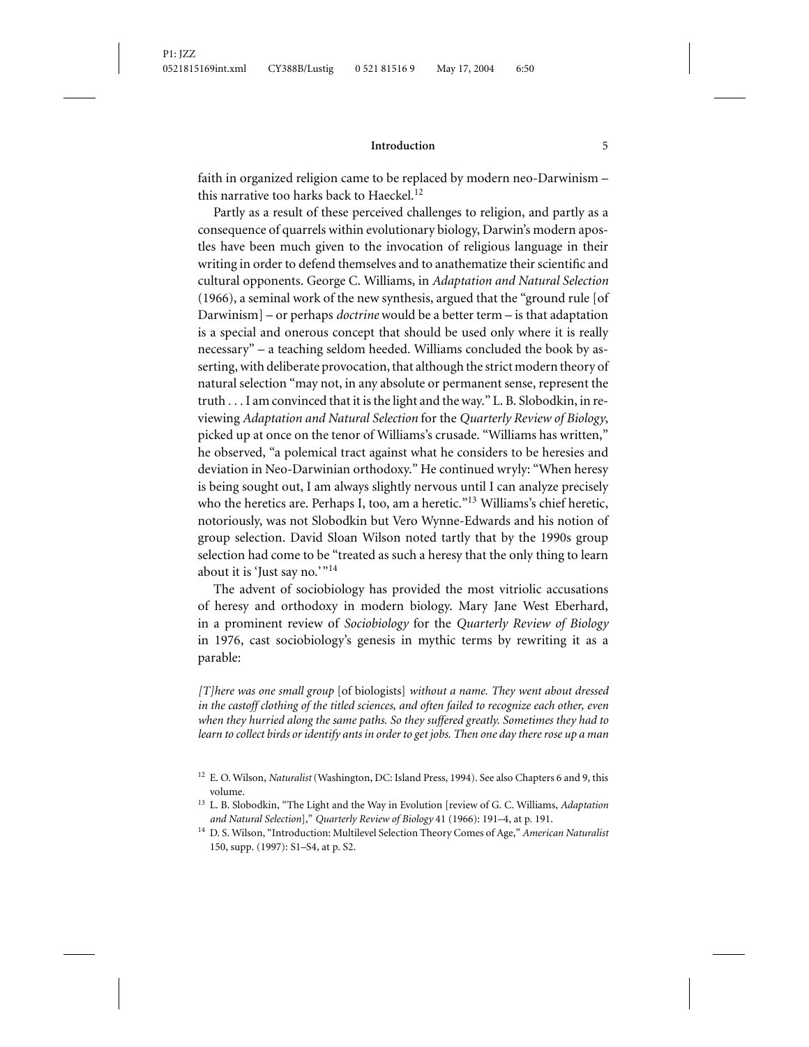faith in organized religion came to be replaced by modern neo-Darwinism – this narrative too harks back to Haeckel.[12]

Partly as a result of these perceived challenges to religion, and partly as a consequence of quarrels within evolutionary biology, Darwin's modern apostles have been much given to the invocation of religious language in their writing in order to defend themselves and to anathematize their scientific and cultural opponents. George C. Williams, in *Adaptation and Natural Selection* (1966), a seminal work of the new synthesis, argued that the "ground rule [of Darwinism] – or perhaps *doctrine* would be a better term – is that adaptation is a special and onerous concept that should be used only where it is really necessary" – a teaching seldom heeded. Williams concluded the book by asserting, with deliberate provocation, that although the strict modern theory of natural selection "may not, in any absolute or permanent sense, represent the truth . . . I am convinced that it is the light and the way." L. B. Slobodkin, in reviewing *Adaptation and Natural Selection* for the *Quarterly Review of Biology*, picked up at once on the tenor of Williams's crusade. "Williams has written," he observed, "a polemical tract against what he considers to be heresies and deviation in Neo-Darwinian orthodoxy." He continued wryly: "When heresy is being sought out, I am always slightly nervous until I can analyze precisely who the heretics are. Perhaps I, too, am a heretic."[13] Williams's chief heretic, notoriously, was not Slobodkin but Vero Wynne-Edwards and his notion of group selection. David Sloan Wilson noted tartly that by the 1990s group selection had come to be "treated as such a heresy that the only thing to learn about it is 'Just say no.'"[14]

The advent of sociobiology has provided the most vitriolic accusations of heresy and orthodoxy in modern biology. Mary Jane West Eberhard, in a prominent review of *Sociobiology* for the *Quarterly Review of Biology* in 1976, cast sociobiology's genesis in mythic terms by rewriting it as a parable:

*[T]here was one small group* [of biologists] *without a name. They went about dressed in the castoff clothing of the titled sciences, and often failed to recognize each other, even when they hurried along the same paths. So they suffered greatly. Sometimes they had to learn to collect birds or identify ants in order to get jobs. Then one day there rose up a man*

[12] E. O. Wilson, *Naturalist* (Washington, DC: Island Press, 1994). See also Chapters 6 and 9, this volume.

[13] L. B. Slobodkin, "The Light and the Way in Evolution [review of G. C. Williams, *Adaptation and Natural Selection*]," *Quarterly Review of Biology* 41 (1966): 191–4, at p. 191.

[14] D. S. Wilson, "Introduction: Multilevel Selection Theory Comes of Age," *American Naturalist* 150, supp. (1997): S1–S4, at p. S2.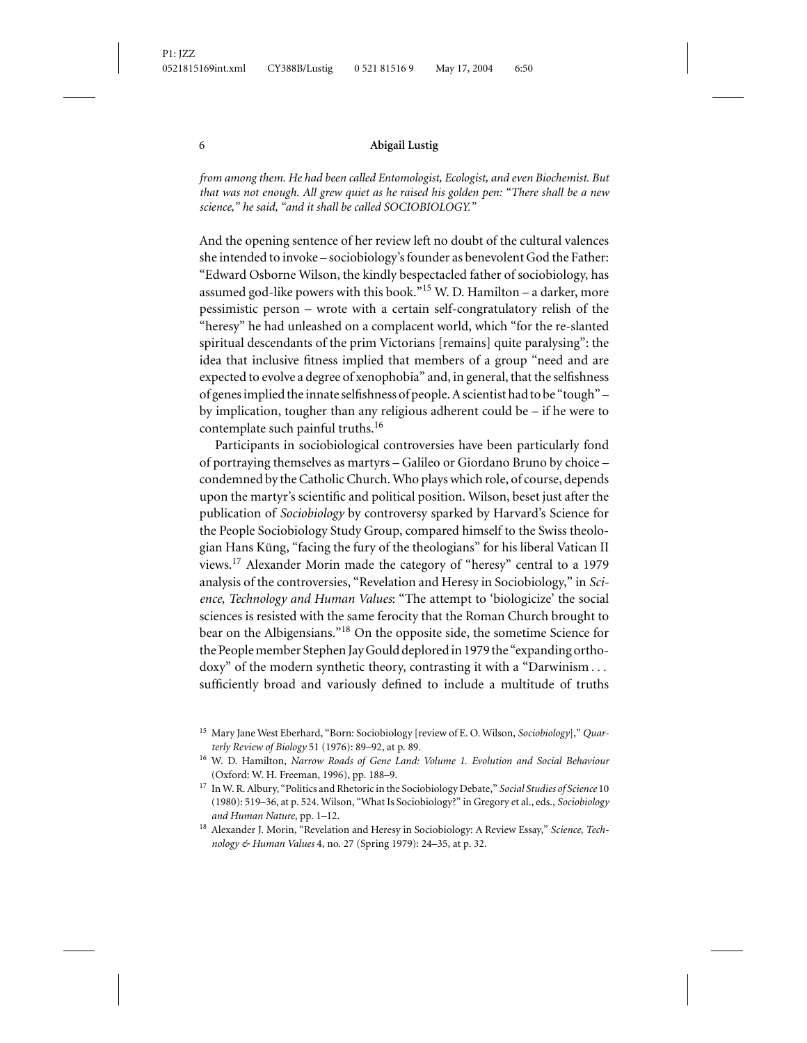*from among them. He had been called Entomologist, Ecologist, and even Biochemist. But that was not enough. All grew quiet as he raised his golden pen: "There shall be a new science," he said, "and it shall be called SOCIOBIOLOGY."*

And the opening sentence of her review left no doubt of the cultural valences she intended to invoke – sociobiology's founder as benevolent God the Father: "Edward Osborne Wilson, the kindly bespectacled father of sociobiology, has assumed god-like powers with this book."[15] W. D. Hamilton – a darker, more pessimistic person – wrote with a certain self-congratulatory relish of the "heresy" he had unleashed on a complacent world, which "for the re-slanted spiritual descendants of the prim Victorians [remains] quite paralysing": the idea that inclusive fitness implied that members of a group "need and are expected to evolve a degree of xenophobia" and, in general, that the selfishness of genes implied the innate selfishness of people. A scientist had to be "tough" – by implication, tougher than any religious adherent could be – if he were to contemplate such painful truths.[16]

Participants in sociobiological controversies have been particularly fond of portraying themselves as martyrs – Galileo or Giordano Bruno by choice – condemned by the Catholic Church. Who plays which role, of course, depends upon the martyr's scientific and political position. Wilson, beset just after the publication of *Sociobiology* by controversy sparked by Harvard's Science for the People Sociobiology Study Group, compared himself to the Swiss theologian Hans Küng, "facing the fury of the theologians" for his liberal Vatican II views.[17] Alexander Morin made the category of "heresy" central to a 1979 analysis of the controversies, "Revelation and Heresy in Sociobiology," in *Science, Technology and Human Values*: "The attempt to 'biologicize' the social sciences is resisted with the same ferocity that the Roman Church brought to bear on the Albigensians."[18] On the opposite side, the sometime Science for the People member Stephen Jay Gould deplored in 1979 the "expanding orthodoxy" of the modern synthetic theory, contrasting it with a "Darwinism . . . sufficiently broad and variously defined to include a multitude of truths

---

[15] Mary Jane West Eberhard, "Born: Sociobiology [review of E. O. Wilson, *Sociobiology*]," *Quarterly Review of Biology* 51 (1976): 89–92, at p. 89.

[16] W. D. Hamilton, *Narrow Roads of Gene Land: Volume 1. Evolution and Social Behaviour* (Oxford: W. H. Freeman, 1996), pp. 188–9.

[17] In W. R. Albury, "Politics and Rhetoric in the Sociobiology Debate," *Social Studies of Science* 10 (1980): 519–36, at p. 524. Wilson, "What Is Sociobiology?" in Gregory et al., eds., *Sociobiology and Human Nature*, pp. 1–12.

[18] Alexander J. Morin, "Revelation and Heresy in Sociobiology: A Review Essay," *Science, Technology & Human Values* 4, no. 27 (Spring 1979): 24–35, at p. 32.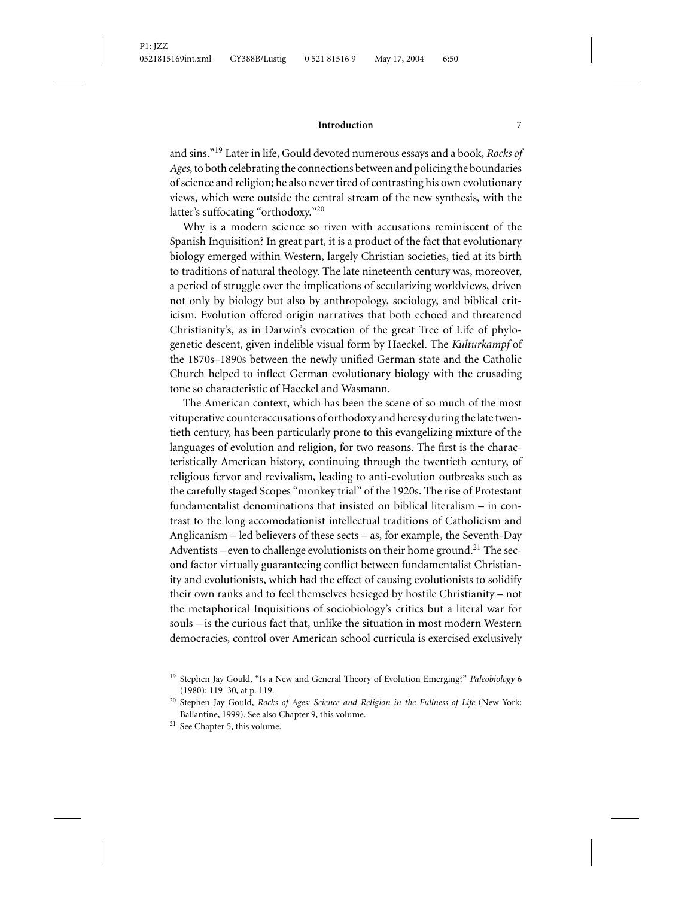and sins."[19] Later in life, Gould devoted numerous essays and a book, *Rocks of Ages*, to both celebrating the connections between and policing the boundaries of science and religion; he also never tired of contrasting his own evolutionary views, which were outside the central stream of the new synthesis, with the latter's suffocating "orthodoxy."[20]

Why is a modern science so riven with accusations reminiscent of the Spanish Inquisition? In great part, it is a product of the fact that evolutionary biology emerged within Western, largely Christian societies, tied at its birth to traditions of natural theology. The late nineteenth century was, moreover, a period of struggle over the implications of secularizing worldviews, driven not only by biology but also by anthropology, sociology, and biblical criticism. Evolution offered origin narratives that both echoed and threatened Christianity's, as in Darwin's evocation of the great Tree of Life of phylogenetic descent, given indelible visual form by Haeckel. The *Kulturkampf* of the 1870s–1890s between the newly unified German state and the Catholic Church helped to inflect German evolutionary biology with the crusading tone so characteristic of Haeckel and Wasmann.

The American context, which has been the scene of so much of the most vituperative counteraccusations of orthodoxy and heresy during the late twentieth century, has been particularly prone to this evangelizing mixture of the languages of evolution and religion, for two reasons. The first is the characteristically American history, continuing through the twentieth century, of religious fervor and revivalism, leading to anti-evolution outbreaks such as the carefully staged Scopes "monkey trial" of the 1920s. The rise of Protestant fundamentalist denominations that insisted on biblical literalism – in contrast to the long accomodationist intellectual traditions of Catholicism and Anglicanism – led believers of these sects – as, for example, the Seventh-Day Adventists – even to challenge evolutionists on their home ground.[21] The second factor virtually guaranteeing conflict between fundamentalist Christianity and evolutionists, which had the effect of causing evolutionists to solidify their own ranks and to feel themselves besieged by hostile Christianity – not the metaphorical Inquisitions of sociobiology's critics but a literal war for souls – is the curious fact that, unlike the situation in most modern Western democracies, control over American school curricula is exercised exclusively

[19] Stephen Jay Gould, "Is a New and General Theory of Evolution Emerging?" *Paleobiology* 6 (1980): 119–30, at p. 119.

[20] Stephen Jay Gould, *Rocks of Ages: Science and Religion in the Fullness of Life* (New York: Ballantine, 1999). See also Chapter 9, this volume.

[21] See Chapter 5, this volume.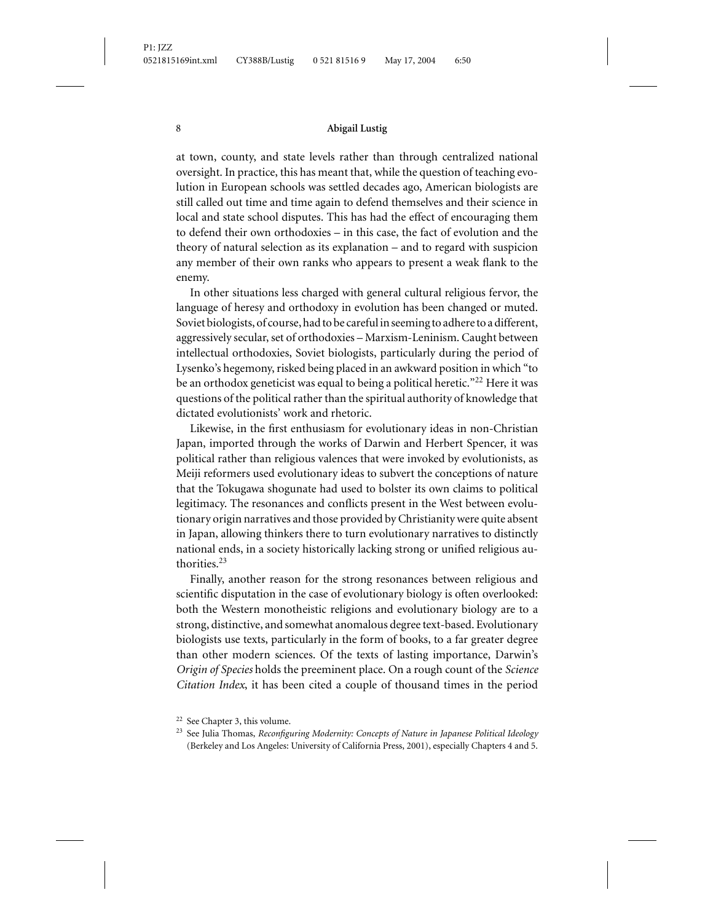at town, county, and state levels rather than through centralized national oversight. In practice, this has meant that, while the question of teaching evolution in European schools was settled decades ago, American biologists are still called out time and time again to defend themselves and their science in local and state school disputes. This has had the effect of encouraging them to defend their own orthodoxies – in this case, the fact of evolution and the theory of natural selection as its explanation – and to regard with suspicion any member of their own ranks who appears to present a weak flank to the enemy.

In other situations less charged with general cultural religious fervor, the language of heresy and orthodoxy in evolution has been changed or muted. Soviet biologists, of course, had to be careful in seeming to adhere to a different, aggressively secular, set of orthodoxies – Marxism-Leninism. Caught between intellectual orthodoxies, Soviet biologists, particularly during the period of Lysenko's hegemony, risked being placed in an awkward position in which "to be an orthodox geneticist was equal to being a political heretic."[22] Here it was questions of the political rather than the spiritual authority of knowledge that dictated evolutionists' work and rhetoric.

Likewise, in the first enthusiasm for evolutionary ideas in non-Christian Japan, imported through the works of Darwin and Herbert Spencer, it was political rather than religious valences that were invoked by evolutionists, as Meiji reformers used evolutionary ideas to subvert the conceptions of nature that the Tokugawa shogunate had used to bolster its own claims to political legitimacy. The resonances and conflicts present in the West between evolutionary origin narratives and those provided by Christianity were quite absent in Japan, allowing thinkers there to turn evolutionary narratives to distinctly national ends, in a society historically lacking strong or unified religious authorities.[23]

Finally, another reason for the strong resonances between religious and scientific disputation in the case of evolutionary biology is often overlooked: both the Western monotheistic religions and evolutionary biology are to a strong, distinctive, and somewhat anomalous degree text-based. Evolutionary biologists use texts, particularly in the form of books, to a far greater degree than other modern sciences. Of the texts of lasting importance, Darwin's *Origin of Species* holds the preeminent place. On a rough count of the *Science Citation Index*, it has been cited a couple of thousand times in the period

[22] See Chapter 3, this volume.

[23] See Julia Thomas, *Reconfiguring Modernity: Concepts of Nature in Japanese Political Ideology* (Berkeley and Los Angeles: University of California Press, 2001), especially Chapters 4 and 5.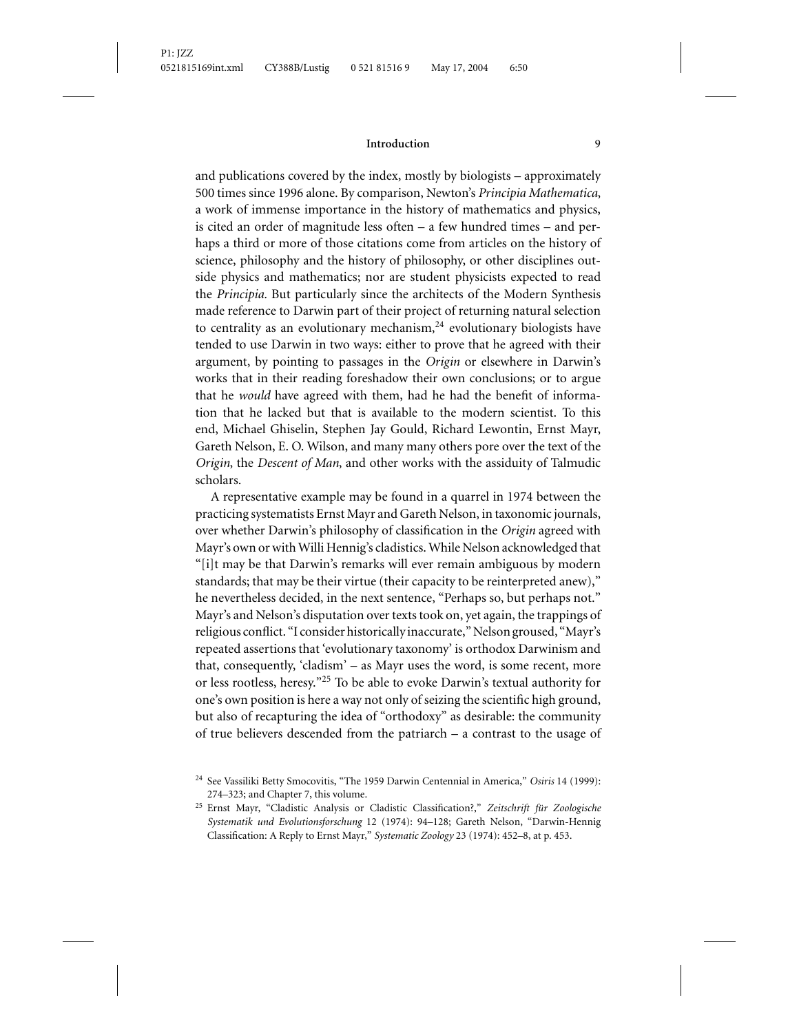and publications covered by the index, mostly by biologists – approximately 500 times since 1996 alone. By comparison, Newton's *Principia Mathematica*, a work of immense importance in the history of mathematics and physics, is cited an order of magnitude less often – a few hundred times – and perhaps a third or more of those citations come from articles on the history of science, philosophy and the history of philosophy, or other disciplines outside physics and mathematics; nor are student physicists expected to read the *Principia*. But particularly since the architects of the Modern Synthesis made reference to Darwin part of their project of returning natural selection to centrality as an evolutionary mechanism,[24] evolutionary biologists have tended to use Darwin in two ways: either to prove that he agreed with their argument, by pointing to passages in the *Origin* or elsewhere in Darwin's works that in their reading foreshadow their own conclusions; or to argue that he *would* have agreed with them, had he had the benefit of information that he lacked but that is available to the modern scientist. To this end, Michael Ghiselin, Stephen Jay Gould, Richard Lewontin, Ernst Mayr, Gareth Nelson, E. O. Wilson, and many many others pore over the text of the *Origin*, the *Descent of Man*, and other works with the assiduity of Talmudic scholars.

A representative example may be found in a quarrel in 1974 between the practicing systematists Ernst Mayr and Gareth Nelson, in taxonomic journals, over whether Darwin's philosophy of classification in the *Origin* agreed with Mayr's own or with Willi Hennig's cladistics. While Nelson acknowledged that "[i]t may be that Darwin's remarks will ever remain ambiguous by modern standards; that may be their virtue (their capacity to be reinterpreted anew)," he nevertheless decided, in the next sentence, "Perhaps so, but perhaps not." Mayr's and Nelson's disputation over texts took on, yet again, the trappings of religious conflict. "I consider historically inaccurate," Nelson groused, "Mayr's repeated assertions that 'evolutionary taxonomy' is orthodox Darwinism and that, consequently, 'cladism' – as Mayr uses the word, is some recent, more or less rootless, heresy."[25] To be able to evoke Darwin's textual authority for one's own position is here a way not only of seizing the scientific high ground, but also of recapturing the idea of "orthodoxy" as desirable: the community of true believers descended from the patriarch – a contrast to the usage of

[24] See Vassiliki Betty Smocovitis, "The 1959 Darwin Centennial in America," *Osiris* 14 (1999): 274–323; and Chapter 7, this volume.

[25] Ernst Mayr, "Cladistic Analysis or Cladistic Classification?," *Zeitschrift für Zoologische Systematik und Evolutionsforschung* 12 (1974): 94–128; Gareth Nelson, "Darwin-Hennig Classification: A Reply to Ernst Mayr," *Systematic Zoology* 23 (1974): 452–8, at p. 453.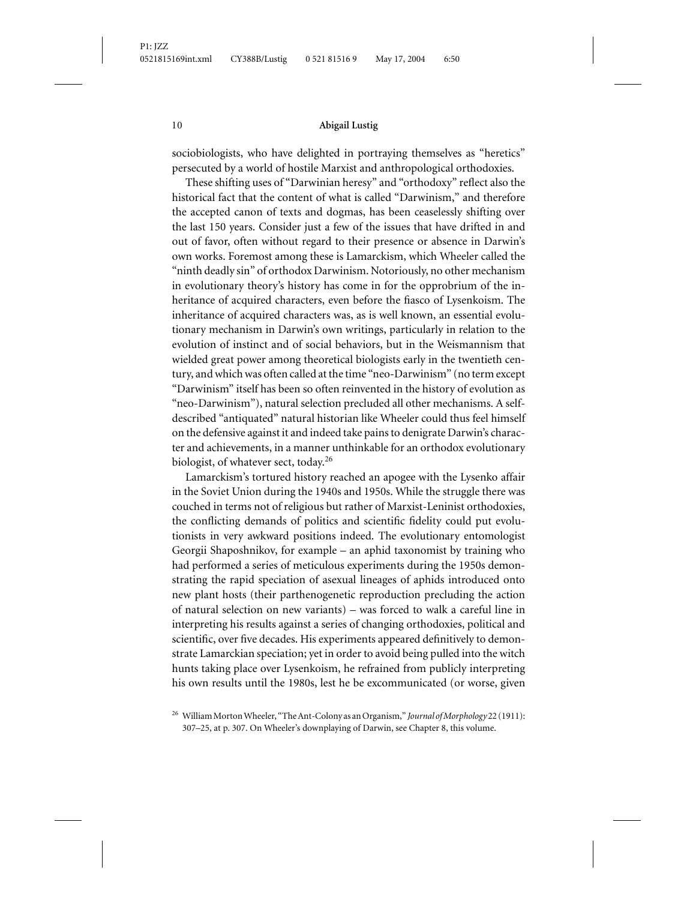sociobiologists, who have delighted in portraying themselves as "heretics" persecuted by a world of hostile Marxist and anthropological orthodoxies.

These shifting uses of "Darwinian heresy" and "orthodoxy" reflect also the historical fact that the content of what is called "Darwinism," and therefore the accepted canon of texts and dogmas, has been ceaselessly shifting over the last 150 years. Consider just a few of the issues that have drifted in and out of favor, often without regard to their presence or absence in Darwin's own works. Foremost among these is Lamarckism, which Wheeler called the "ninth deadly sin" of orthodox Darwinism. Notoriously, no other mechanism in evolutionary theory's history has come in for the opprobrium of the inheritance of acquired characters, even before the fiasco of Lysenkoism. The inheritance of acquired characters was, as is well known, an essential evolutionary mechanism in Darwin's own writings, particularly in relation to the evolution of instinct and of social behaviors, but in the Weismannism that wielded great power among theoretical biologists early in the twentieth century, and which was often called at the time "neo-Darwinism" (no term except "Darwinism" itself has been so often reinvented in the history of evolution as "neo-Darwinism"), natural selection precluded all other mechanisms. A self-described "antiquated" natural historian like Wheeler could thus feel himself on the defensive against it and indeed take pains to denigrate Darwin's character and achievements, in a manner unthinkable for an orthodox evolutionary biologist, of whatever sect, today.[26]

Lamarckism's tortured history reached an apogee with the Lysenko affair in the Soviet Union during the 1940s and 1950s. While the struggle there was couched in terms not of religious but rather of Marxist-Leninist orthodoxies, the conflicting demands of politics and scientific fidelity could put evolutionists in very awkward positions indeed. The evolutionary entomologist Georgii Shaposhnikov, for example – an aphid taxonomist by training who had performed a series of meticulous experiments during the 1950s demonstrating the rapid speciation of asexual lineages of aphids introduced onto new plant hosts (their parthenogenetic reproduction precluding the action of natural selection on new variants) – was forced to walk a careful line in interpreting his results against a series of changing orthodoxies, political and scientific, over five decades. His experiments appeared definitively to demonstrate Lamarckian speciation; yet in order to avoid being pulled into the witch hunts taking place over Lysenkoism, he refrained from publicly interpreting his own results until the 1980s, lest he be excommunicated (or worse, given

[26] William Morton Wheeler, "The Ant-Colony as an Organism," *Journal of Morphology* 22 (1911): 307–25, at p. 307. On Wheeler's downplaying of Darwin, see Chapter 8, this volume.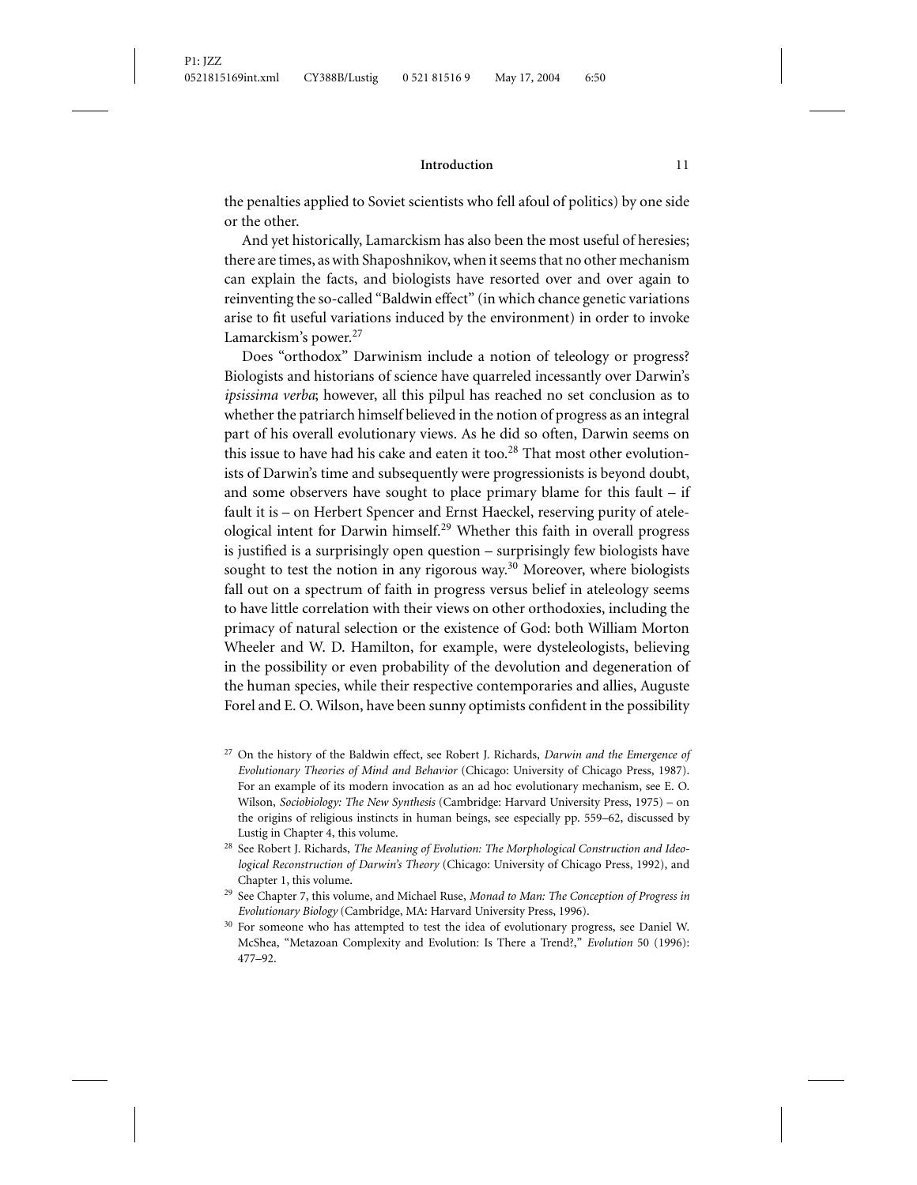the penalties applied to Soviet scientists who fell afoul of politics) by one side or the other.

And yet historically, Lamarckism has also been the most useful of heresies; there are times, as with Shaposhnikov, when it seems that no other mechanism can explain the facts, and biologists have resorted over and over again to reinventing the so-called "Baldwin effect" (in which chance genetic variations arise to fit useful variations induced by the environment) in order to invoke Lamarckism's power.[27]

Does "orthodox" Darwinism include a notion of teleology or progress? Biologists and historians of science have quarreled incessantly over Darwin's *ipsissima verba*; however, all this pilpul has reached no set conclusion as to whether the patriarch himself believed in the notion of progress as an integral part of his overall evolutionary views. As he did so often, Darwin seems on this issue to have had his cake and eaten it too.[28] That most other evolutionists of Darwin's time and subsequently were progressionists is beyond doubt, and some observers have sought to place primary blame for this fault – if fault it is – on Herbert Spencer and Ernst Haeckel, reserving purity of ateleological intent for Darwin himself.[29] Whether this faith in overall progress is justified is a surprisingly open question – surprisingly few biologists have sought to test the notion in any rigorous way.[30] Moreover, where biologists fall out on a spectrum of faith in progress versus belief in ateleology seems to have little correlation with their views on other orthodoxies, including the primacy of natural selection or the existence of God: both William Morton Wheeler and W. D. Hamilton, for example, were dysteleologists, believing in the possibility or even probability of the devolution and degeneration of the human species, while their respective contemporaries and allies, Auguste Forel and E. O. Wilson, have been sunny optimists confident in the possibility

[27] On the history of the Baldwin effect, see Robert J. Richards, *Darwin and the Emergence of Evolutionary Theories of Mind and Behavior* (Chicago: University of Chicago Press, 1987). For an example of its modern invocation as an ad hoc evolutionary mechanism, see E. O. Wilson, *Sociobiology: The New Synthesis* (Cambridge: Harvard University Press, 1975) – on the origins of religious instincts in human beings, see especially pp. 559–62, discussed by Lustig in Chapter 4, this volume.

[28] See Robert J. Richards, *The Meaning of Evolution: The Morphological Construction and Ideological Reconstruction of Darwin's Theory* (Chicago: University of Chicago Press, 1992), and Chapter 1, this volume.

[29] See Chapter 7, this volume, and Michael Ruse, *Monad to Man: The Conception of Progress in Evolutionary Biology* (Cambridge, MA: Harvard University Press, 1996).

[30] For someone who has attempted to test the idea of evolutionary progress, see Daniel W. McShea, "Metazoan Complexity and Evolution: Is There a Trend?," *Evolution* 50 (1996): 477–92.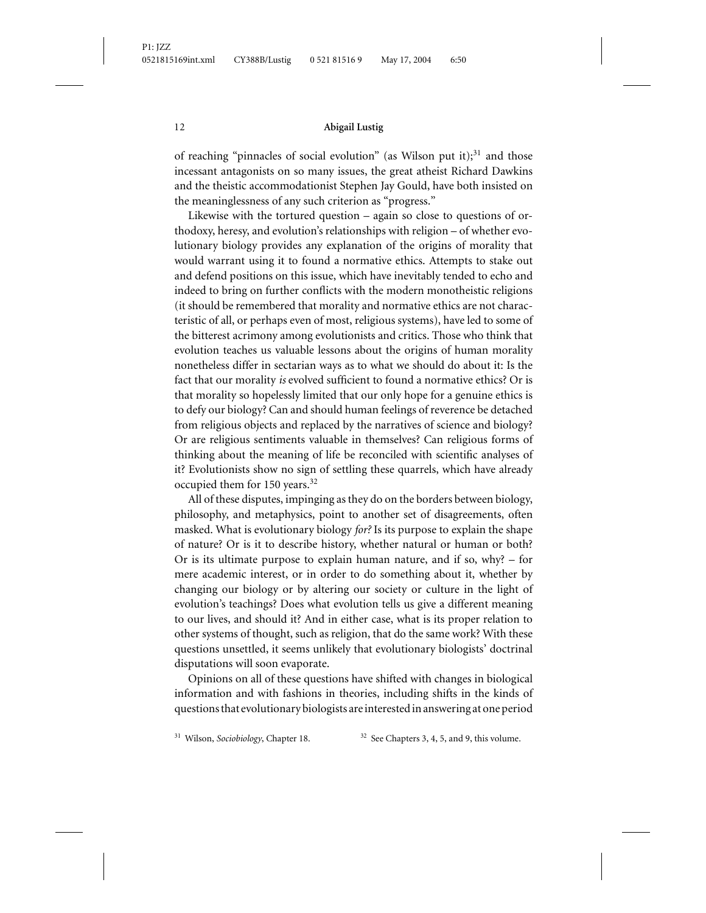of reaching "pinnacles of social evolution" (as Wilson put it);[31] and those incessant antagonists on so many issues, the great atheist Richard Dawkins and the theistic accommodationist Stephen Jay Gould, have both insisted on the meaninglessness of any such criterion as "progress."

Likewise with the tortured question – again so close to questions of orthodoxy, heresy, and evolution's relationships with religion – of whether evolutionary biology provides any explanation of the origins of morality that would warrant using it to found a normative ethics. Attempts to stake out and defend positions on this issue, which have inevitably tended to echo and indeed to bring on further conflicts with the modern monotheistic religions (it should be remembered that morality and normative ethics are not characteristic of all, or perhaps even of most, religious systems), have led to some of the bitterest acrimony among evolutionists and critics. Those who think that evolution teaches us valuable lessons about the origins of human morality nonetheless differ in sectarian ways as to what we should do about it: Is the fact that our morality *is* evolved sufficient to found a normative ethics? Or is that morality so hopelessly limited that our only hope for a genuine ethics is to defy our biology? Can and should human feelings of reverence be detached from religious objects and replaced by the narratives of science and biology? Or are religious sentiments valuable in themselves? Can religious forms of thinking about the meaning of life be reconciled with scientific analyses of it? Evolutionists show no sign of settling these quarrels, which have already occupied them for 150 years.[32]

All of these disputes, impinging as they do on the borders between biology, philosophy, and metaphysics, point to another set of disagreements, often masked. What is evolutionary biology *for?* Is its purpose to explain the shape of nature? Or is it to describe history, whether natural or human or both? Or is its ultimate purpose to explain human nature, and if so, why? – for mere academic interest, or in order to do something about it, whether by changing our biology or by altering our society or culture in the light of evolution's teachings? Does what evolution tells us give a different meaning to our lives, and should it? And in either case, what is its proper relation to other systems of thought, such as religion, that do the same work? With these questions unsettled, it seems unlikely that evolutionary biologists' doctrinal disputations will soon evaporate.

Opinions on all of these questions have shifted with changes in biological information and with fashions in theories, including shifts in the kinds of questions that evolutionary biologists are interested in answering at one period

[31] Wilson, *Sociobiology*, Chapter 18.

[32] See Chapters 3, 4, 5, and 9, this volume.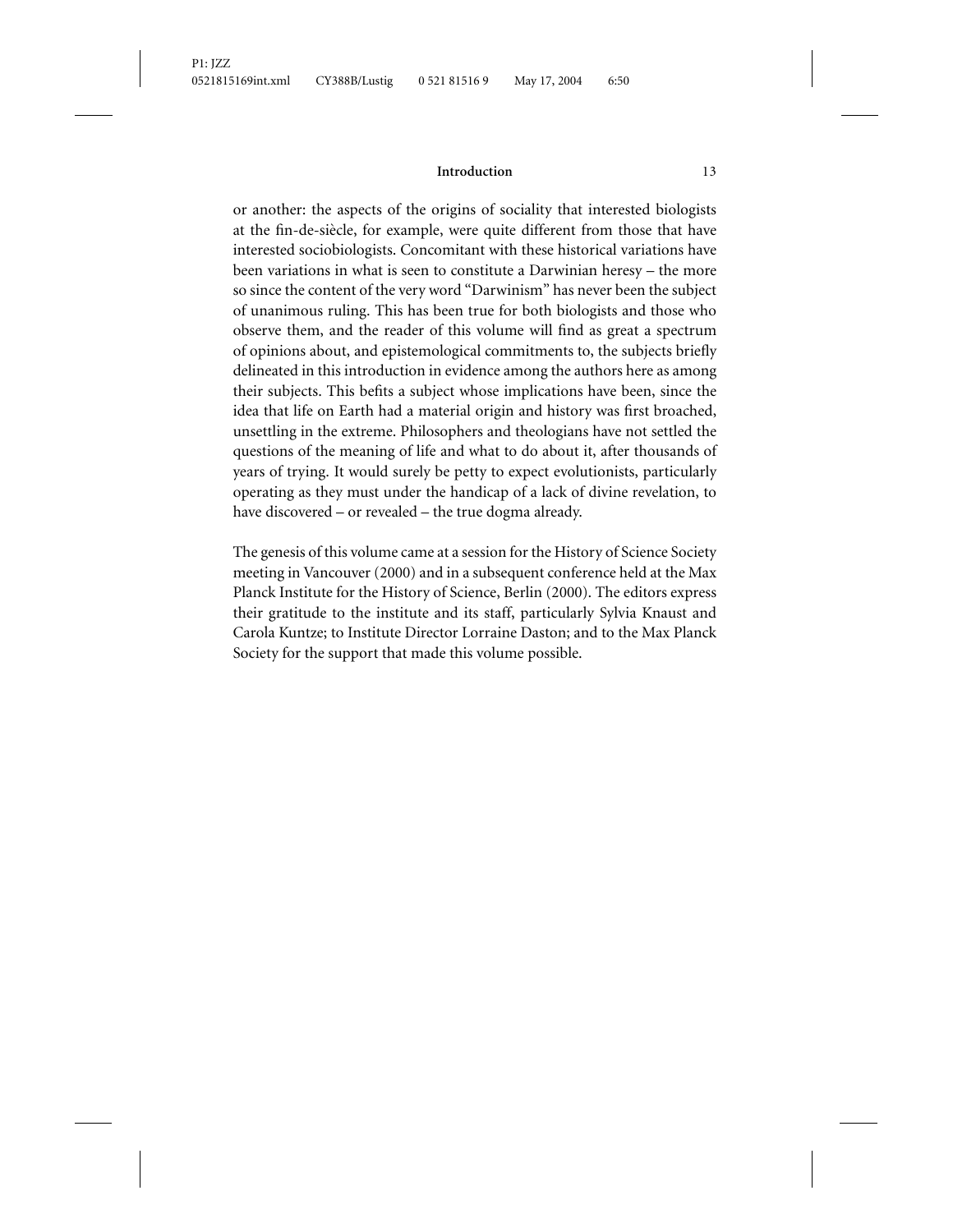or another: the aspects of the origins of sociality that interested biologists at the fin-de-siècle, for example, were quite different from those that have interested sociobiologists. Concomitant with these historical variations have been variations in what is seen to constitute a Darwinian heresy – the more so since the content of the very word "Darwinism" has never been the subject of unanimous ruling. This has been true for both biologists and those who observe them, and the reader of this volume will find as great a spectrum of opinions about, and epistemological commitments to, the subjects briefly delineated in this introduction in evidence among the authors here as among their subjects. This befits a subject whose implications have been, since the idea that life on Earth had a material origin and history was first broached, unsettling in the extreme. Philosophers and theologians have not settled the questions of the meaning of life and what to do about it, after thousands of years of trying. It would surely be petty to expect evolutionists, particularly operating as they must under the handicap of a lack of divine revelation, to have discovered – or revealed – the true dogma already.

The genesis of this volume came at a session for the History of Science Society meeting in Vancouver (2000) and in a subsequent conference held at the Max Planck Institute for the History of Science, Berlin (2000). The editors express their gratitude to the institute and its staff, particularly Sylvia Knaust and Carola Kuntze; to Institute Director Lorraine Daston; and to the Max Planck Society for the support that made this volume possible.